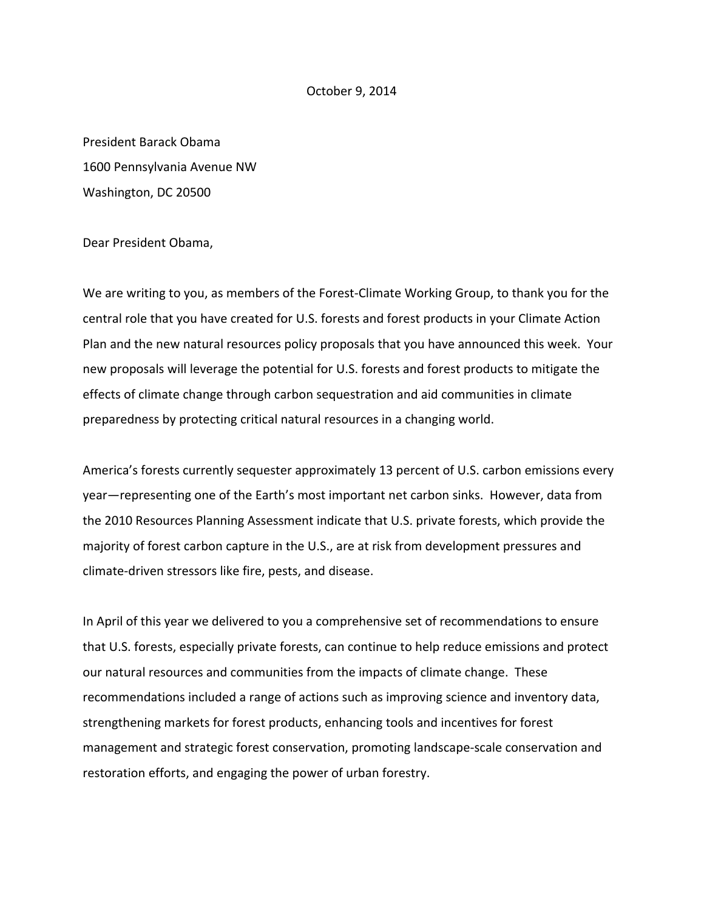October 9, 2014

President Barack Obama
1600 Pennsylvania Avenue NW
Washington, DC 20500

Dear President Obama,

We are writing to you, as members of the Forest-Climate Working Group, to thank you for the central role that you have created for U.S. forests and forest products in your Climate Action Plan and the new natural resources policy proposals that you have announced this week. Your new proposals will leverage the potential for U.S. forests and forest products to mitigate the effects of climate change through carbon sequestration and aid communities in climate preparedness by protecting critical natural resources in a changing world.

America's forests currently sequester approximately 13 percent of U.S. carbon emissions every year—representing one of the Earth's most important net carbon sinks. However, data from the 2010 Resources Planning Assessment indicate that U.S. private forests, which provide the majority of forest carbon capture in the U.S., are at risk from development pressures and climate-driven stressors like fire, pests, and disease.

In April of this year we delivered to you a comprehensive set of recommendations to ensure that U.S. forests, especially private forests, can continue to help reduce emissions and protect our natural resources and communities from the impacts of climate change. These recommendations included a range of actions such as improving science and inventory data, strengthening markets for forest products, enhancing tools and incentives for forest management and strategic forest conservation, promoting landscape-scale conservation and restoration efforts, and engaging the power of urban forestry.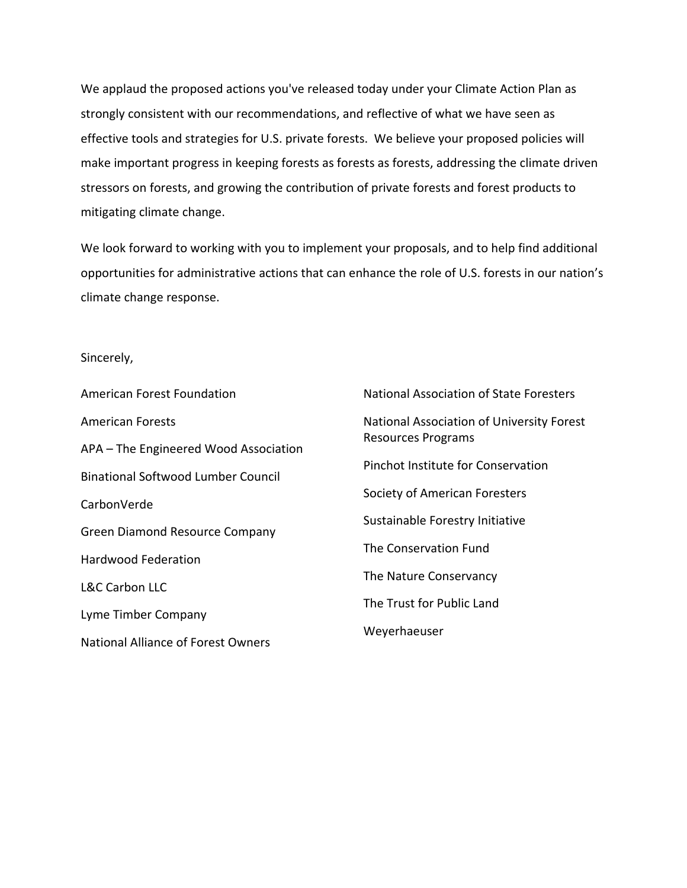We applaud the proposed actions you've released today under your Climate Action Plan as strongly consistent with our recommendations, and reflective of what we have seen as effective tools and strategies for U.S. private forests. We believe your proposed policies will make important progress in keeping forests as forests as forests, addressing the climate driven stressors on forests, and growing the contribution of private forests and forest products to mitigating climate change.

We look forward to working with you to implement your proposals, and to help find additional opportunities for administrative actions that can enhance the role of U.S. forests in our nation's climate change response.

Sincerely,

American Forest Foundation

American Forests

APA – The Engineered Wood Association

Binational Softwood Lumber Council

CarbonVerde

Green Diamond Resource Company

Hardwood Federation

L&C Carbon LLC

Lyme Timber Company

National Alliance of Forest Owners

National Association of State Foresters

National Association of University Forest Resources Programs

Pinchot Institute for Conservation

Society of American Foresters

Sustainable Forestry Initiative

The Conservation Fund

The Nature Conservancy

The Trust for Public Land

Weyerhaeuser